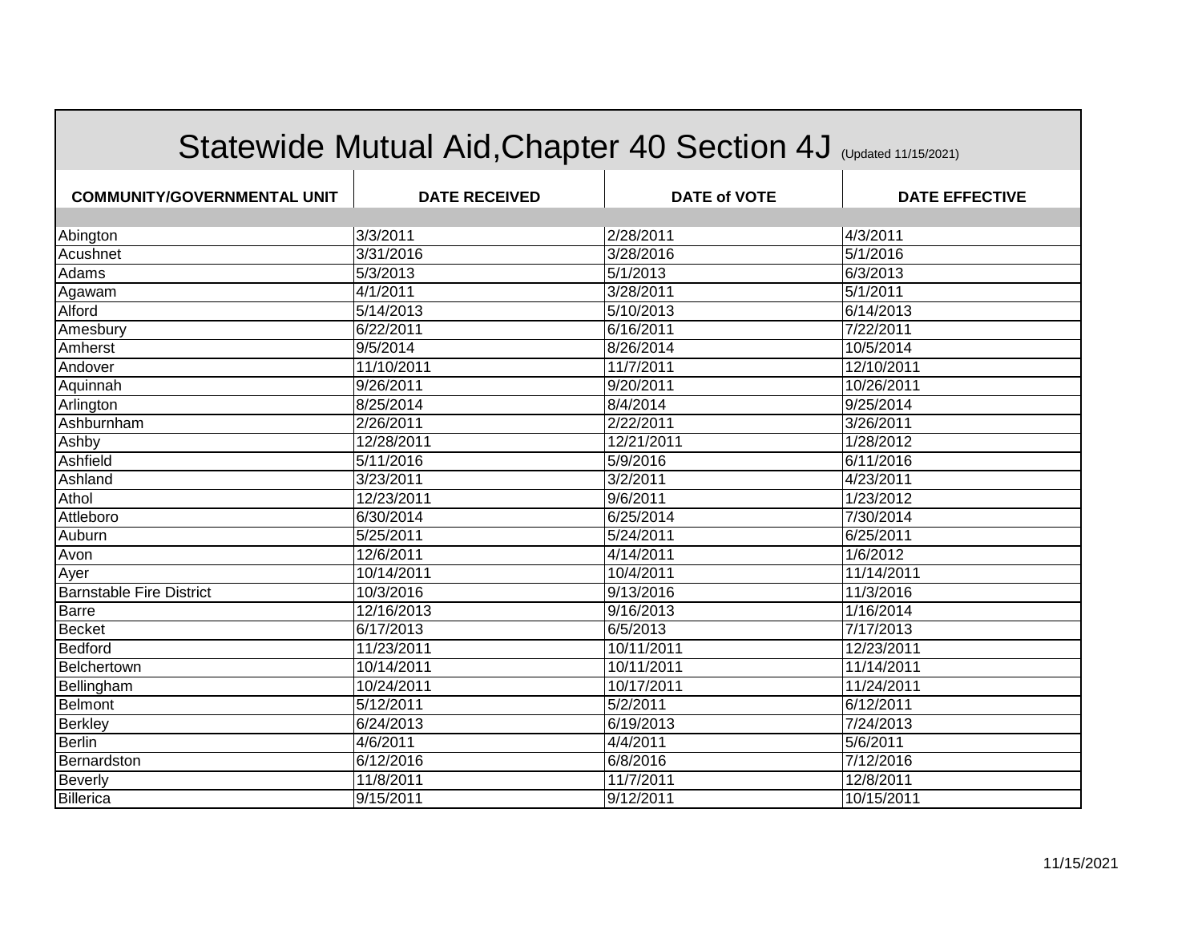# Statewide Mutual Aid,Chapter 40 Section 4J (Updated 11/15/2021)

| COMMUNITY/GOVERNMENTAL UNIT | DATE RECEIVED | DATE of VOTE | DATE EFFECTIVE |
|---|---|---|---|
| | | | |
| Abington | 3/3/2011 | 2/28/2011 | 4/3/2011 |
| Acushnet | 3/31/2016 | 3/28/2016 | 5/1/2016 |
| Adams | 5/3/2013 | 5/1/2013 | 6/3/2013 |
| Agawam | 4/1/2011 | 3/28/2011 | 5/1/2011 |
| Alford | 5/14/2013 | 5/10/2013 | 6/14/2013 |
| Amesbury | 6/22/2011 | 6/16/2011 | 7/22/2011 |
| Amherst | 9/5/2014 | 8/26/2014 | 10/5/2014 |
| Andover | 11/10/2011 | 11/7/2011 | 12/10/2011 |
| Aquinnah | 9/26/2011 | 9/20/2011 | 10/26/2011 |
| Arlington | 8/25/2014 | 8/4/2014 | 9/25/2014 |
| Ashburnham | 2/26/2011 | 2/22/2011 | 3/26/2011 |
| Ashby | 12/28/2011 | 12/21/2011 | 1/28/2012 |
| Ashfield | 5/11/2016 | 5/9/2016 | 6/11/2016 |
| Ashland | 3/23/2011 | 3/2/2011 | 4/23/2011 |
| Athol | 12/23/2011 | 9/6/2011 | 1/23/2012 |
| Attleboro | 6/30/2014 | 6/25/2014 | 7/30/2014 |
| Auburn | 5/25/2011 | 5/24/2011 | 6/25/2011 |
| Avon | 12/6/2011 | 4/14/2011 | 1/6/2012 |
| Ayer | 10/14/2011 | 10/4/2011 | 11/14/2011 |
| Barnstable Fire District | 10/3/2016 | 9/13/2016 | 11/3/2016 |
| Barre | 12/16/2013 | 9/16/2013 | 1/16/2014 |
| Becket | 6/17/2013 | 6/5/2013 | 7/17/2013 |
| Bedford | 11/23/2011 | 10/11/2011 | 12/23/2011 |
| Belchertown | 10/14/2011 | 10/11/2011 | 11/14/2011 |
| Bellingham | 10/24/2011 | 10/17/2011 | 11/24/2011 |
| Belmont | 5/12/2011 | 5/2/2011 | 6/12/2011 |
| Berkley | 6/24/2013 | 6/19/2013 | 7/24/2013 |
| Berlin | 4/6/2011 | 4/4/2011 | 5/6/2011 |
| Bernardston | 6/12/2016 | 6/8/2016 | 7/12/2016 |
| Beverly | 11/8/2011 | 11/7/2011 | 12/8/2011 |
| Billerica | 9/15/2011 | 9/12/2011 | 10/15/2011 |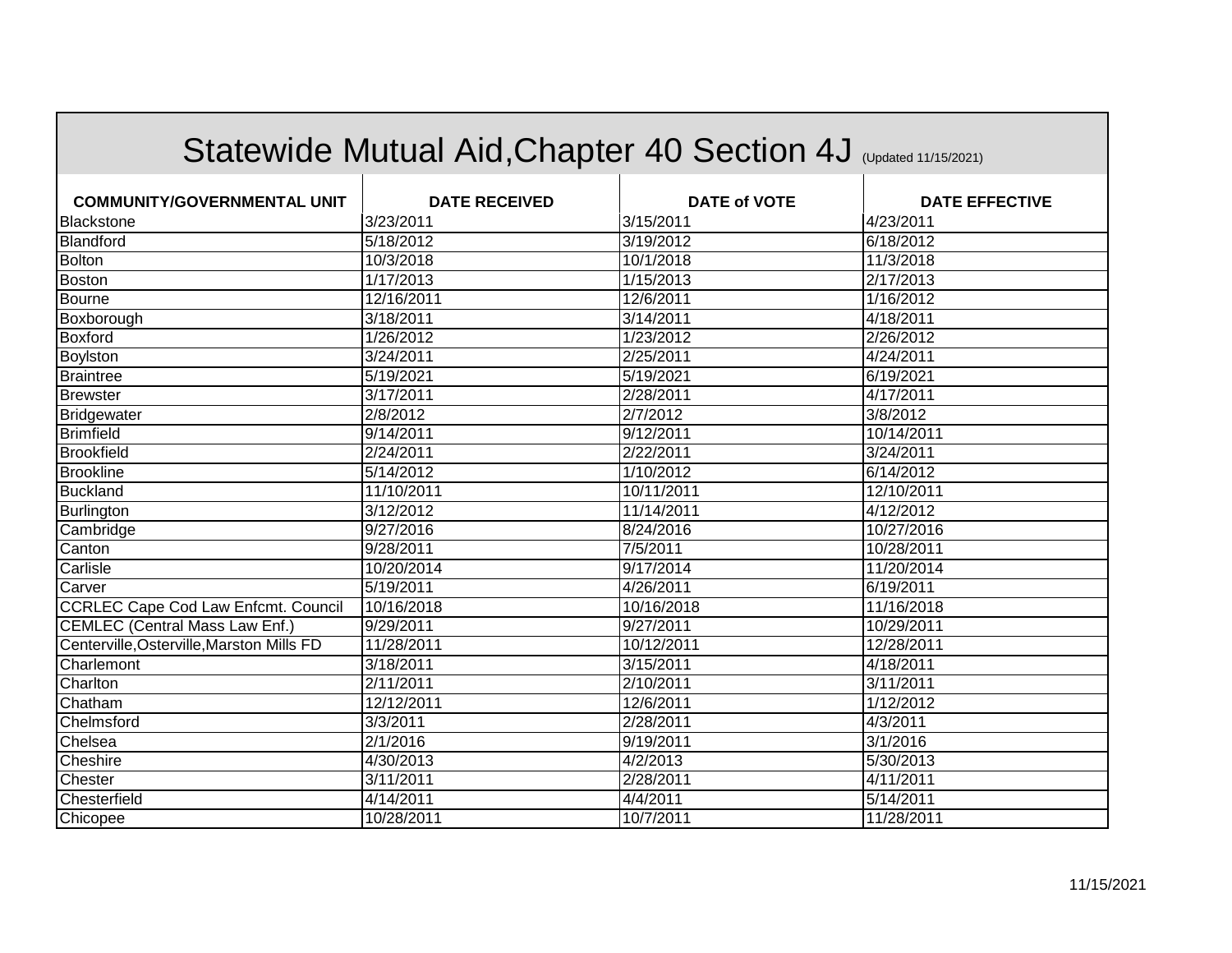# Statewide Mutual Aid,Chapter 40 Section 4J (Updated 11/15/2021)

| COMMUNITY/GOVERNMENTAL UNIT | DATE RECEIVED | DATE of VOTE | DATE EFFECTIVE |
|---|---|---|---|
| Blackstone | 3/23/2011 | 3/15/2011 | 4/23/2011 |
| Blandford | 5/18/2012 | 3/19/2012 | 6/18/2012 |
| Bolton | 10/3/2018 | 10/1/2018 | 11/3/2018 |
| Boston | 1/17/2013 | 1/15/2013 | 2/17/2013 |
| Bourne | 12/16/2011 | 12/6/2011 | 1/16/2012 |
| Boxborough | 3/18/2011 | 3/14/2011 | 4/18/2011 |
| Boxford | 1/26/2012 | 1/23/2012 | 2/26/2012 |
| Boylston | 3/24/2011 | 2/25/2011 | 4/24/2011 |
| Braintree | 5/19/2021 | 5/19/2021 | 6/19/2021 |
| Brewster | 3/17/2011 | 2/28/2011 | 4/17/2011 |
| Bridgewater | 2/8/2012 | 2/7/2012 | 3/8/2012 |
| Brimfield | 9/14/2011 | 9/12/2011 | 10/14/2011 |
| Brookfield | 2/24/2011 | 2/22/2011 | 3/24/2011 |
| Brookline | 5/14/2012 | 1/10/2012 | 6/14/2012 |
| Buckland | 11/10/2011 | 10/11/2011 | 12/10/2011 |
| Burlington | 3/12/2012 | 11/14/2011 | 4/12/2012 |
| Cambridge | 9/27/2016 | 8/24/2016 | 10/27/2016 |
| Canton | 9/28/2011 | 7/5/2011 | 10/28/2011 |
| Carlisle | 10/20/2014 | 9/17/2014 | 11/20/2014 |
| Carver | 5/19/2011 | 4/26/2011 | 6/19/2011 |
| CCRLEC Cape Cod Law Enfcmt. Council | 10/16/2018 | 10/16/2018 | 11/16/2018 |
| CEMLEC (Central Mass Law Enf.) | 9/29/2011 | 9/27/2011 | 10/29/2011 |
| Centerville,Osterville,Marston Mills FD | 11/28/2011 | 10/12/2011 | 12/28/2011 |
| Charlemont | 3/18/2011 | 3/15/2011 | 4/18/2011 |
| Charlton | 2/11/2011 | 2/10/2011 | 3/11/2011 |
| Chatham | 12/12/2011 | 12/6/2011 | 1/12/2012 |
| Chelmsford | 3/3/2011 | 2/28/2011 | 4/3/2011 |
| Chelsea | 2/1/2016 | 9/19/2011 | 3/1/2016 |
| Cheshire | 4/30/2013 | 4/2/2013 | 5/30/2013 |
| Chester | 3/11/2011 | 2/28/2011 | 4/11/2011 |
| Chesterfield | 4/14/2011 | 4/4/2011 | 5/14/2011 |
| Chicopee | 10/28/2011 | 10/7/2011 | 11/28/2011 |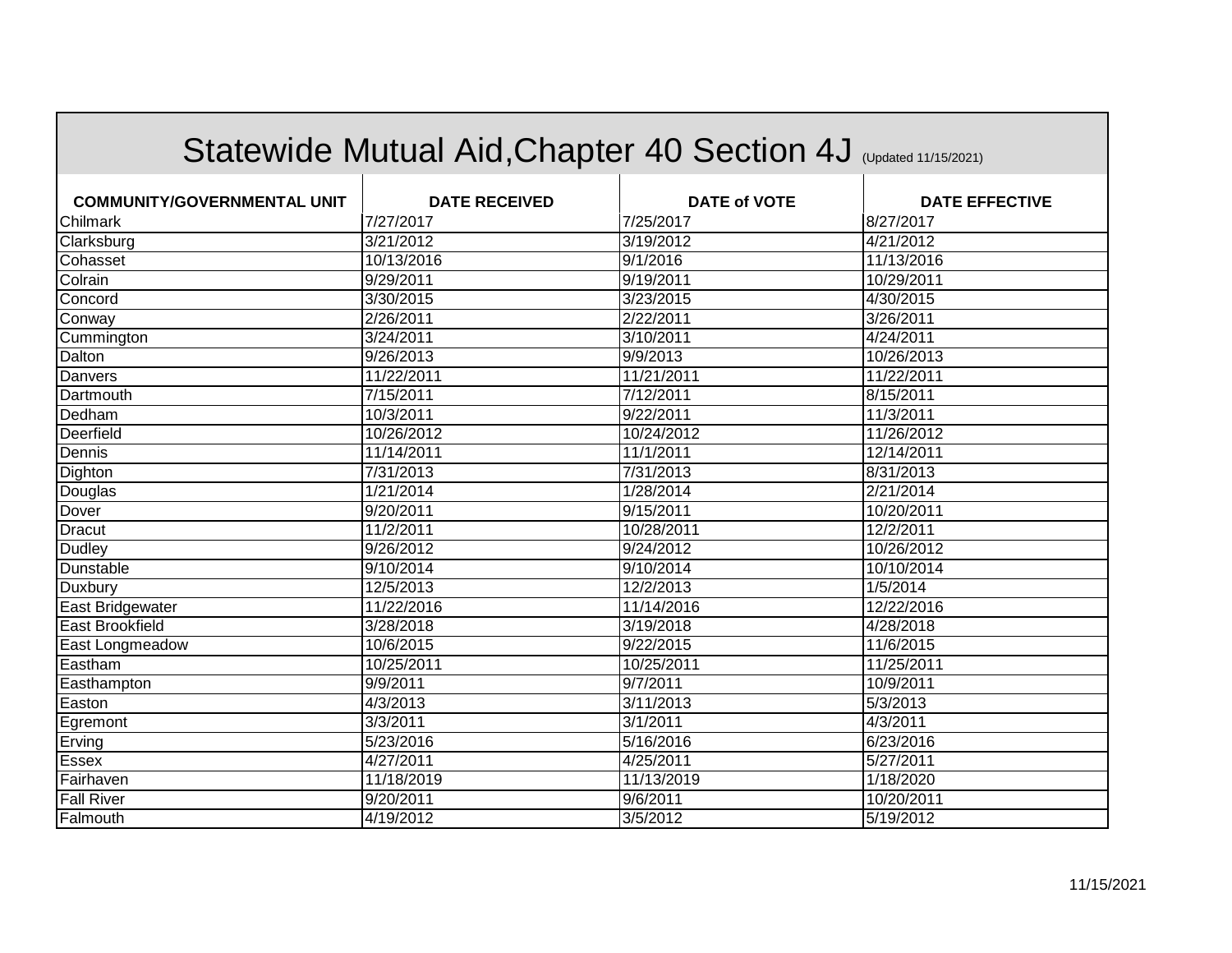# Statewide Mutual Aid,Chapter 40 Section 4J (Updated 11/15/2021)

| COMMUNITY/GOVERNMENTAL UNIT | DATE RECEIVED | DATE of VOTE | DATE EFFECTIVE |
|---|---|---|---|
| Chilmark | 7/27/2017 | 7/25/2017 | 8/27/2017 |
| Clarksburg | 3/21/2012 | 3/19/2012 | 4/21/2012 |
| Cohasset | 10/13/2016 | 9/1/2016 | 11/13/2016 |
| Colrain | 9/29/2011 | 9/19/2011 | 10/29/2011 |
| Concord | 3/30/2015 | 3/23/2015 | 4/30/2015 |
| Conway | 2/26/2011 | 2/22/2011 | 3/26/2011 |
| Cummington | 3/24/2011 | 3/10/2011 | 4/24/2011 |
| Dalton | 9/26/2013 | 9/9/2013 | 10/26/2013 |
| Danvers | 11/22/2011 | 11/21/2011 | 11/22/2011 |
| Dartmouth | 7/15/2011 | 7/12/2011 | 8/15/2011 |
| Dedham | 10/3/2011 | 9/22/2011 | 11/3/2011 |
| Deerfield | 10/26/2012 | 10/24/2012 | 11/26/2012 |
| Dennis | 11/14/2011 | 11/1/2011 | 12/14/2011 |
| Dighton | 7/31/2013 | 7/31/2013 | 8/31/2013 |
| Douglas | 1/21/2014 | 1/28/2014 | 2/21/2014 |
| Dover | 9/20/2011 | 9/15/2011 | 10/20/2011 |
| Dracut | 11/2/2011 | 10/28/2011 | 12/2/2011 |
| Dudley | 9/26/2012 | 9/24/2012 | 10/26/2012 |
| Dunstable | 9/10/2014 | 9/10/2014 | 10/10/2014 |
| Duxbury | 12/5/2013 | 12/2/2013 | 1/5/2014 |
| East Bridgewater | 11/22/2016 | 11/14/2016 | 12/22/2016 |
| East Brookfield | 3/28/2018 | 3/19/2018 | 4/28/2018 |
| East Longmeadow | 10/6/2015 | 9/22/2015 | 11/6/2015 |
| Eastham | 10/25/2011 | 10/25/2011 | 11/25/2011 |
| Easthampton | 9/9/2011 | 9/7/2011 | 10/9/2011 |
| Easton | 4/3/2013 | 3/11/2013 | 5/3/2013 |
| Egremont | 3/3/2011 | 3/1/2011 | 4/3/2011 |
| Erving | 5/23/2016 | 5/16/2016 | 6/23/2016 |
| Essex | 4/27/2011 | 4/25/2011 | 5/27/2011 |
| Fairhaven | 11/18/2019 | 11/13/2019 | 1/18/2020 |
| Fall River | 9/20/2011 | 9/6/2011 | 10/20/2011 |
| Falmouth | 4/19/2012 | 3/5/2012 | 5/19/2012 |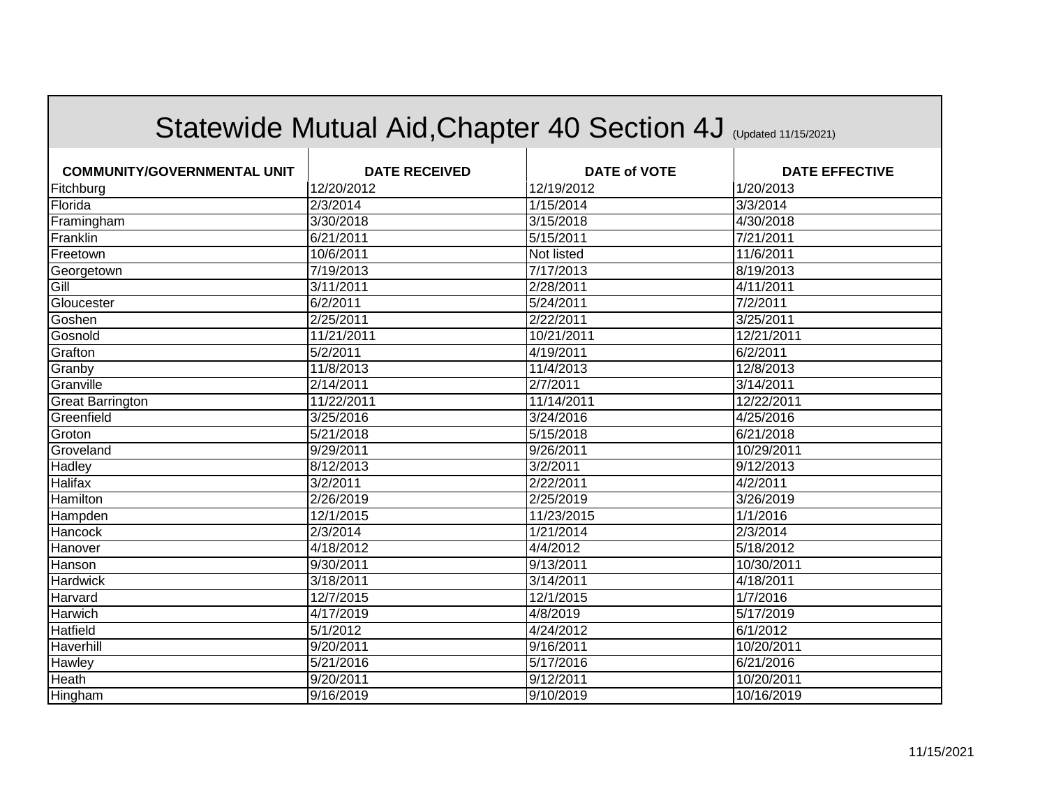# Statewide Mutual Aid,Chapter 40 Section 4J (Updated 11/15/2021)

| COMMUNITY/GOVERNMENTAL UNIT | DATE RECEIVED | DATE of VOTE | DATE EFFECTIVE |
|---|---|---|---|
| Fitchburg | 12/20/2012 | 12/19/2012 | 1/20/2013 |
| Florida | 2/3/2014 | 1/15/2014 | 3/3/2014 |
| Framingham | 3/30/2018 | 3/15/2018 | 4/30/2018 |
| Franklin | 6/21/2011 | 5/15/2011 | 7/21/2011 |
| Freetown | 10/6/2011 | Not listed | 11/6/2011 |
| Georgetown | 7/19/2013 | 7/17/2013 | 8/19/2013 |
| Gill | 3/11/2011 | 2/28/2011 | 4/11/2011 |
| Gloucester | 6/2/2011 | 5/24/2011 | 7/2/2011 |
| Goshen | 2/25/2011 | 2/22/2011 | 3/25/2011 |
| Gosnold | 11/21/2011 | 10/21/2011 | 12/21/2011 |
| Grafton | 5/2/2011 | 4/19/2011 | 6/2/2011 |
| Granby | 11/8/2013 | 11/4/2013 | 12/8/2013 |
| Granville | 2/14/2011 | 2/7/2011 | 3/14/2011 |
| Great Barrington | 11/22/2011 | 11/14/2011 | 12/22/2011 |
| Greenfield | 3/25/2016 | 3/24/2016 | 4/25/2016 |
| Groton | 5/21/2018 | 5/15/2018 | 6/21/2018 |
| Groveland | 9/29/2011 | 9/26/2011 | 10/29/2011 |
| Hadley | 8/12/2013 | 3/2/2011 | 9/12/2013 |
| Halifax | 3/2/2011 | 2/22/2011 | 4/2/2011 |
| Hamilton | 2/26/2019 | 2/25/2019 | 3/26/2019 |
| Hampden | 12/1/2015 | 11/23/2015 | 1/1/2016 |
| Hancock | 2/3/2014 | 1/21/2014 | 2/3/2014 |
| Hanover | 4/18/2012 | 4/4/2012 | 5/18/2012 |
| Hanson | 9/30/2011 | 9/13/2011 | 10/30/2011 |
| Hardwick | 3/18/2011 | 3/14/2011 | 4/18/2011 |
| Harvard | 12/7/2015 | 12/1/2015 | 1/7/2016 |
| Harwich | 4/17/2019 | 4/8/2019 | 5/17/2019 |
| Hatfield | 5/1/2012 | 4/24/2012 | 6/1/2012 |
| Haverhill | 9/20/2011 | 9/16/2011 | 10/20/2011 |
| Hawley | 5/21/2016 | 5/17/2016 | 6/21/2016 |
| Heath | 9/20/2011 | 9/12/2011 | 10/20/2011 |
| Hingham | 9/16/2019 | 9/10/2019 | 10/16/2019 |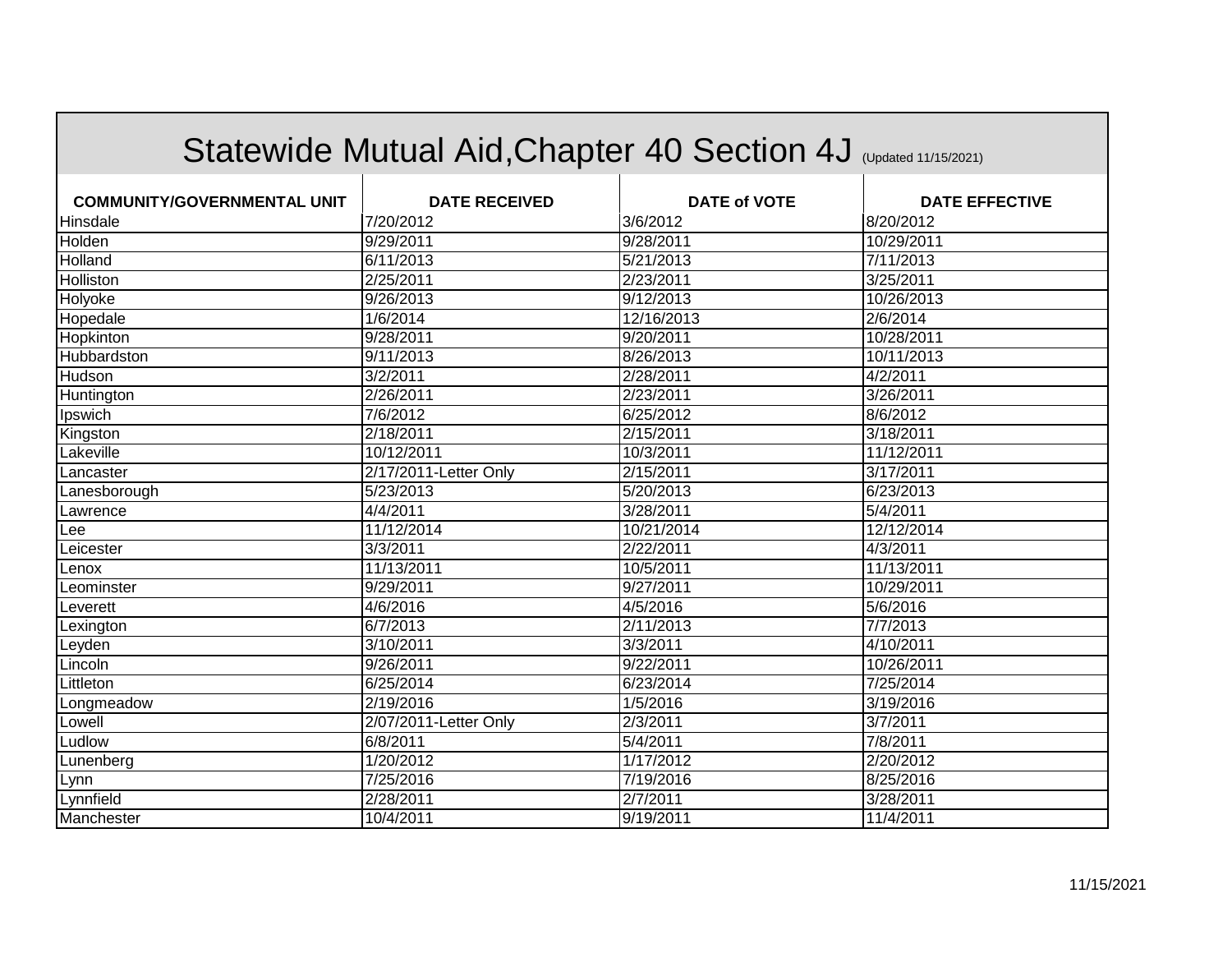# Statewide Mutual Aid,Chapter 40 Section 4J (Updated 11/15/2021)

| COMMUNITY/GOVERNMENTAL UNIT | DATE RECEIVED | DATE of VOTE | DATE EFFECTIVE |
|---|---|---|---|
| Hinsdale | 7/20/2012 | 3/6/2012 | 8/20/2012 |
| Holden | 9/29/2011 | 9/28/2011 | 10/29/2011 |
| Holland | 6/11/2013 | 5/21/2013 | 7/11/2013 |
| Holliston | 2/25/2011 | 2/23/2011 | 3/25/2011 |
| Holyoke | 9/26/2013 | 9/12/2013 | 10/26/2013 |
| Hopedale | 1/6/2014 | 12/16/2013 | 2/6/2014 |
| Hopkinton | 9/28/2011 | 9/20/2011 | 10/28/2011 |
| Hubbardston | 9/11/2013 | 8/26/2013 | 10/11/2013 |
| Hudson | 3/2/2011 | 2/28/2011 | 4/2/2011 |
| Huntington | 2/26/2011 | 2/23/2011 | 3/26/2011 |
| Ipswich | 7/6/2012 | 6/25/2012 | 8/6/2012 |
| Kingston | 2/18/2011 | 2/15/2011 | 3/18/2011 |
| Lakeville | 10/12/2011 | 10/3/2011 | 11/12/2011 |
| Lancaster | 2/17/2011-Letter Only | 2/15/2011 | 3/17/2011 |
| Lanesborough | 5/23/2013 | 5/20/2013 | 6/23/2013 |
| Lawrence | 4/4/2011 | 3/28/2011 | 5/4/2011 |
| Lee | 11/12/2014 | 10/21/2014 | 12/12/2014 |
| Leicester | 3/3/2011 | 2/22/2011 | 4/3/2011 |
| Lenox | 11/13/2011 | 10/5/2011 | 11/13/2011 |
| Leominster | 9/29/2011 | 9/27/2011 | 10/29/2011 |
| Leverett | 4/6/2016 | 4/5/2016 | 5/6/2016 |
| Lexington | 6/7/2013 | 2/11/2013 | 7/7/2013 |
| Leyden | 3/10/2011 | 3/3/2011 | 4/10/2011 |
| Lincoln | 9/26/2011 | 9/22/2011 | 10/26/2011 |
| Littleton | 6/25/2014 | 6/23/2014 | 7/25/2014 |
| Longmeadow | 2/19/2016 | 1/5/2016 | 3/19/2016 |
| Lowell | 2/07/2011-Letter Only | 2/3/2011 | 3/7/2011 |
| Ludlow | 6/8/2011 | 5/4/2011 | 7/8/2011 |
| Lunenberg | 1/20/2012 | 1/17/2012 | 2/20/2012 |
| Lynn | 7/25/2016 | 7/19/2016 | 8/25/2016 |
| Lynnfield | 2/28/2011 | 2/7/2011 | 3/28/2011 |
| Manchester | 10/4/2011 | 9/19/2011 | 11/4/2011 |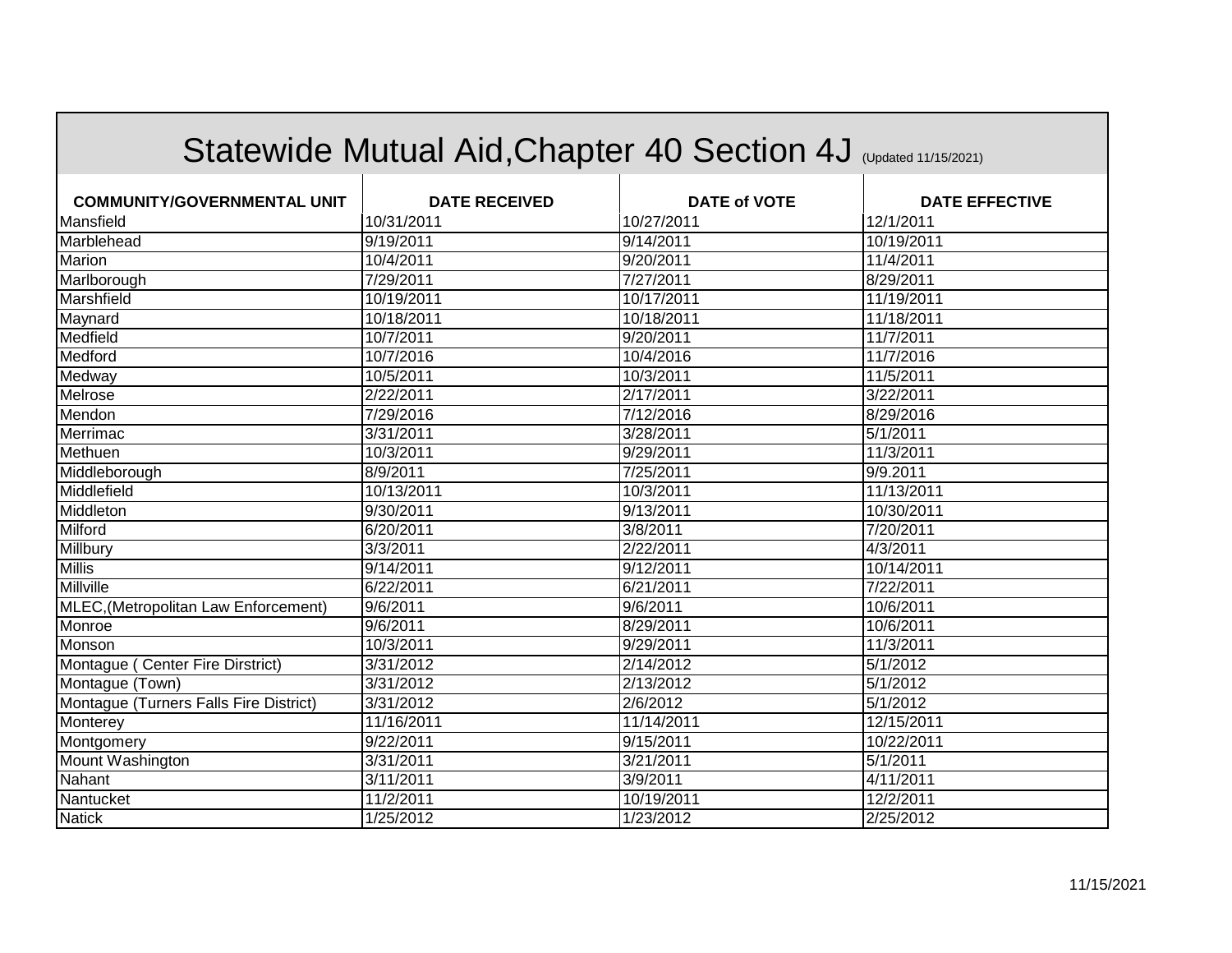# Statewide Mutual Aid, Chapter 40 Section 4J (Updated 11/15/2021)

| COMMUNITY/GOVERNMENTAL UNIT | DATE RECEIVED | DATE of VOTE | DATE EFFECTIVE |
|---|---|---|---|
| Mansfield | 10/31/2011 | 10/27/2011 | 12/1/2011 |
| Marblehead | 9/19/2011 | 9/14/2011 | 10/19/2011 |
| Marion | 10/4/2011 | 9/20/2011 | 11/4/2011 |
| Marlborough | 7/29/2011 | 7/27/2011 | 8/29/2011 |
| Marshfield | 10/19/2011 | 10/17/2011 | 11/19/2011 |
| Maynard | 10/18/2011 | 10/18/2011 | 11/18/2011 |
| Medfield | 10/7/2011 | 9/20/2011 | 11/7/2011 |
| Medford | 10/7/2016 | 10/4/2016 | 11/7/2016 |
| Medway | 10/5/2011 | 10/3/2011 | 11/5/2011 |
| Melrose | 2/22/2011 | 2/17/2011 | 3/22/2011 |
| Mendon | 7/29/2016 | 7/12/2016 | 8/29/2016 |
| Merrimac | 3/31/2011 | 3/28/2011 | 5/1/2011 |
| Methuen | 10/3/2011 | 9/29/2011 | 11/3/2011 |
| Middleborough | 8/9/2011 | 7/25/2011 | 9/9.2011 |
| Middlefield | 10/13/2011 | 10/3/2011 | 11/13/2011 |
| Middleton | 9/30/2011 | 9/13/2011 | 10/30/2011 |
| Milford | 6/20/2011 | 3/8/2011 | 7/20/2011 |
| Millbury | 3/3/2011 | 2/22/2011 | 4/3/2011 |
| Millis | 9/14/2011 | 9/12/2011 | 10/14/2011 |
| Millville | 6/22/2011 | 6/21/2011 | 7/22/2011 |
| MLEC,(Metropolitan Law Enforcement) | 9/6/2011 | 9/6/2011 | 10/6/2011 |
| Monroe | 9/6/2011 | 8/29/2011 | 10/6/2011 |
| Monson | 10/3/2011 | 9/29/2011 | 11/3/2011 |
| Montague ( Center Fire Dirstrict) | 3/31/2012 | 2/14/2012 | 5/1/2012 |
| Montague (Town) | 3/31/2012 | 2/13/2012 | 5/1/2012 |
| Montague (Turners Falls Fire District) | 3/31/2012 | 2/6/2012 | 5/1/2012 |
| Monterey | 11/16/2011 | 11/14/2011 | 12/15/2011 |
| Montgomery | 9/22/2011 | 9/15/2011 | 10/22/2011 |
| Mount Washington | 3/31/2011 | 3/21/2011 | 5/1/2011 |
| Nahant | 3/11/2011 | 3/9/2011 | 4/11/2011 |
| Nantucket | 11/2/2011 | 10/19/2011 | 12/2/2011 |
| Natick | 1/25/2012 | 1/23/2012 | 2/25/2012 |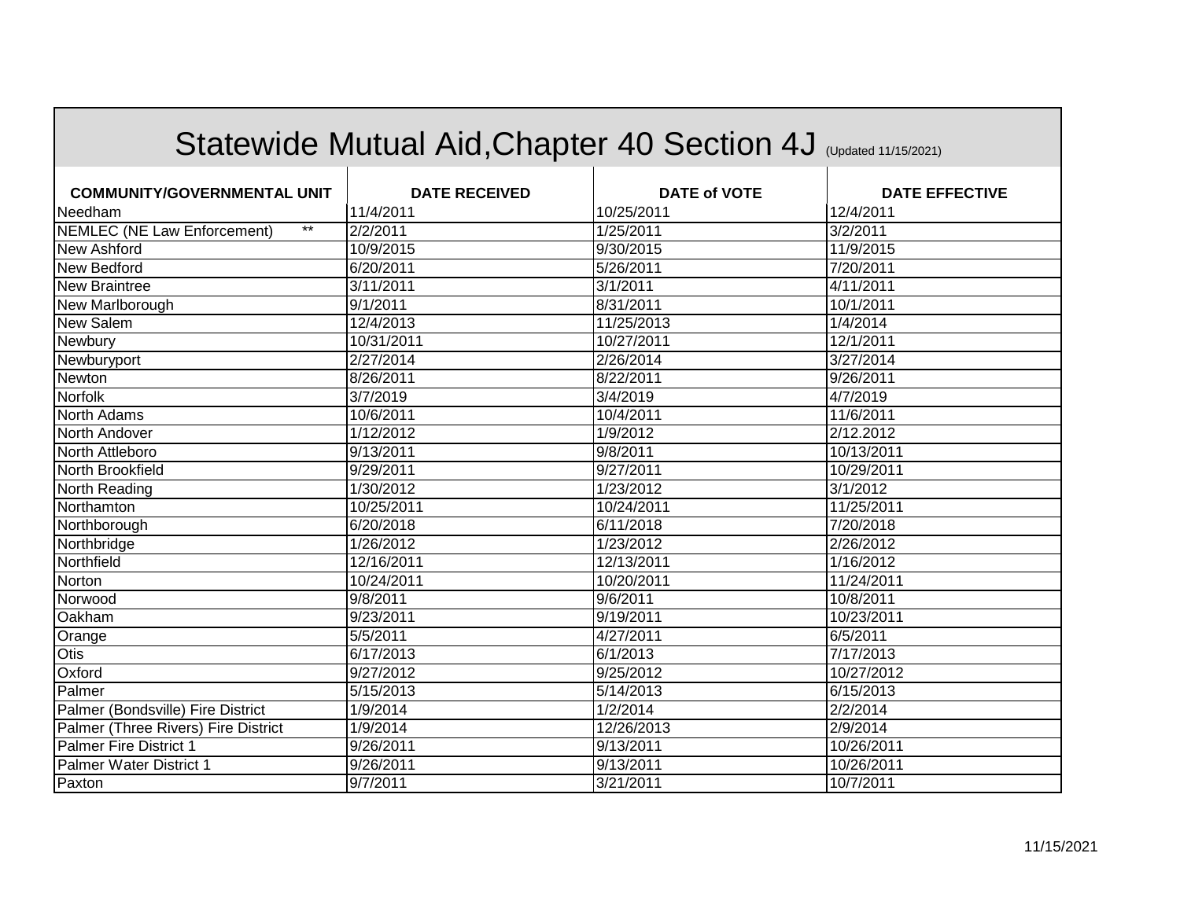# Statewide Mutual Aid,Chapter 40 Section 4J (Updated 11/15/2021)

| COMMUNITY/GOVERNMENTAL UNIT | DATE RECEIVED | DATE of VOTE | DATE EFFECTIVE |
|---|---|---|---|
| Needham | 11/4/2011 | 10/25/2011 | 12/4/2011 |
| NEMLEC (NE Law Enforcement) ** | 2/2/2011 | 1/25/2011 | 3/2/2011 |
| New Ashford | 10/9/2015 | 9/30/2015 | 11/9/2015 |
| New Bedford | 6/20/2011 | 5/26/2011 | 7/20/2011 |
| New Braintree | 3/11/2011 | 3/1/2011 | 4/11/2011 |
| New Marlborough | 9/1/2011 | 8/31/2011 | 10/1/2011 |
| New Salem | 12/4/2013 | 11/25/2013 | 1/4/2014 |
| Newbury | 10/31/2011 | 10/27/2011 | 12/1/2011 |
| Newburyport | 2/27/2014 | 2/26/2014 | 3/27/2014 |
| Newton | 8/26/2011 | 8/22/2011 | 9/26/2011 |
| Norfolk | 3/7/2019 | 3/4/2019 | 4/7/2019 |
| North Adams | 10/6/2011 | 10/4/2011 | 11/6/2011 |
| North Andover | 1/12/2012 | 1/9/2012 | 2/12.2012 |
| North Attleboro | 9/13/2011 | 9/8/2011 | 10/13/2011 |
| North Brookfield | 9/29/2011 | 9/27/2011 | 10/29/2011 |
| North Reading | 1/30/2012 | 1/23/2012 | 3/1/2012 |
| Northamton | 10/25/2011 | 10/24/2011 | 11/25/2011 |
| Northborough | 6/20/2018 | 6/11/2018 | 7/20/2018 |
| Northbridge | 1/26/2012 | 1/23/2012 | 2/26/2012 |
| Northfield | 12/16/2011 | 12/13/2011 | 1/16/2012 |
| Norton | 10/24/2011 | 10/20/2011 | 11/24/2011 |
| Norwood | 9/8/2011 | 9/6/2011 | 10/8/2011 |
| Oakham | 9/23/2011 | 9/19/2011 | 10/23/2011 |
| Orange | 5/5/2011 | 4/27/2011 | 6/5/2011 |
| Otis | 6/17/2013 | 6/1/2013 | 7/17/2013 |
| Oxford | 9/27/2012 | 9/25/2012 | 10/27/2012 |
| Palmer | 5/15/2013 | 5/14/2013 | 6/15/2013 |
| Palmer (Bondsville) Fire District | 1/9/2014 | 1/2/2014 | 2/2/2014 |
| Palmer (Three Rivers) Fire District | 1/9/2014 | 12/26/2013 | 2/9/2014 |
| Palmer Fire District 1 | 9/26/2011 | 9/13/2011 | 10/26/2011 |
| Palmer Water District 1 | 9/26/2011 | 9/13/2011 | 10/26/2011 |
| Paxton | 9/7/2011 | 3/21/2011 | 10/7/2011 |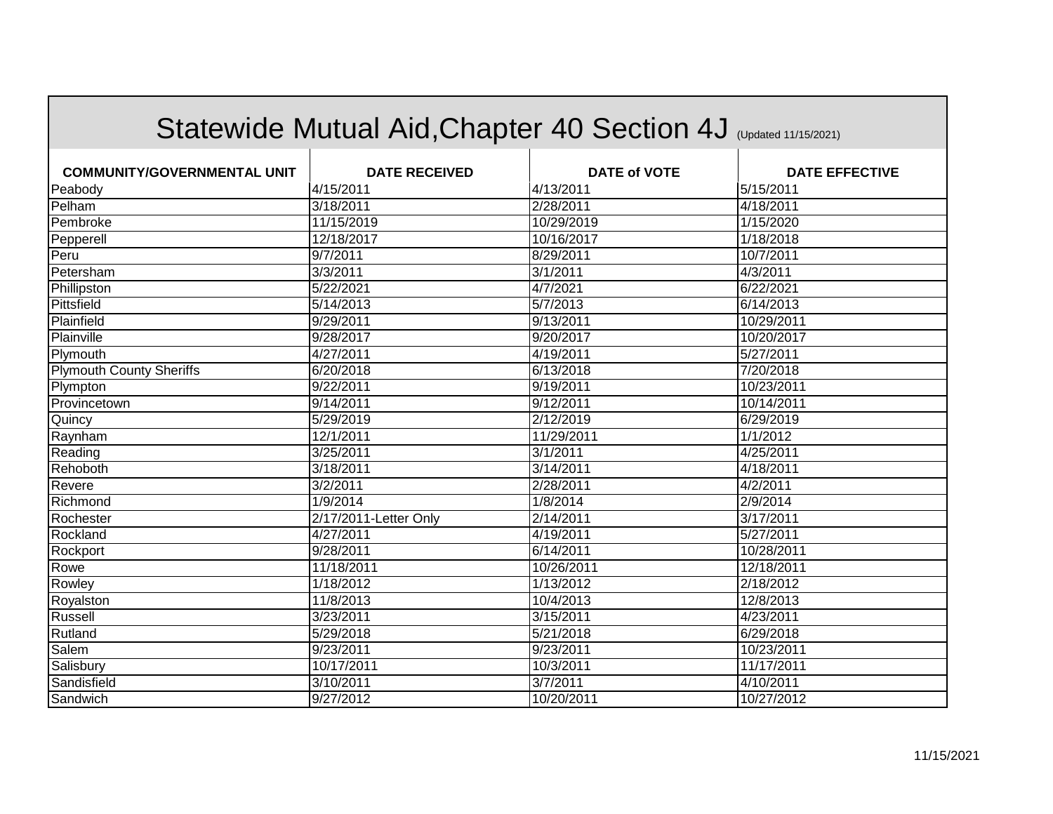# Statewide Mutual Aid,Chapter 40 Section 4J (Updated 11/15/2021)

| COMMUNITY/GOVERNMENTAL UNIT | DATE RECEIVED | DATE of VOTE | DATE EFFECTIVE |
|---|---|---|---|
| Peabody | 4/15/2011 | 4/13/2011 | 5/15/2011 |
| Pelham | 3/18/2011 | 2/28/2011 | 4/18/2011 |
| Pembroke | 11/15/2019 | 10/29/2019 | 1/15/2020 |
| Pepperell | 12/18/2017 | 10/16/2017 | 1/18/2018 |
| Peru | 9/7/2011 | 8/29/2011 | 10/7/2011 |
| Petersham | 3/3/2011 | 3/1/2011 | 4/3/2011 |
| Phillipston | 5/22/2021 | 4/7/2021 | 6/22/2021 |
| Pittsfield | 5/14/2013 | 5/7/2013 | 6/14/2013 |
| Plainfield | 9/29/2011 | 9/13/2011 | 10/29/2011 |
| Plainville | 9/28/2017 | 9/20/2017 | 10/20/2017 |
| Plymouth | 4/27/2011 | 4/19/2011 | 5/27/2011 |
| Plymouth County Sheriffs | 6/20/2018 | 6/13/2018 | 7/20/2018 |
| Plympton | 9/22/2011 | 9/19/2011 | 10/23/2011 |
| Provincetown | 9/14/2011 | 9/12/2011 | 10/14/2011 |
| Quincy | 5/29/2019 | 2/12/2019 | 6/29/2019 |
| Raynham | 12/1/2011 | 11/29/2011 | 1/1/2012 |
| Reading | 3/25/2011 | 3/1/2011 | 4/25/2011 |
| Rehoboth | 3/18/2011 | 3/14/2011 | 4/18/2011 |
| Revere | 3/2/2011 | 2/28/2011 | 4/2/2011 |
| Richmond | 1/9/2014 | 1/8/2014 | 2/9/2014 |
| Rochester | 2/17/2011-Letter Only | 2/14/2011 | 3/17/2011 |
| Rockland | 4/27/2011 | 4/19/2011 | 5/27/2011 |
| Rockport | 9/28/2011 | 6/14/2011 | 10/28/2011 |
| Rowe | 11/18/2011 | 10/26/2011 | 12/18/2011 |
| Rowley | 1/18/2012 | 1/13/2012 | 2/18/2012 |
| Royalston | 11/8/2013 | 10/4/2013 | 12/8/2013 |
| Russell | 3/23/2011 | 3/15/2011 | 4/23/2011 |
| Rutland | 5/29/2018 | 5/21/2018 | 6/29/2018 |
| Salem | 9/23/2011 | 9/23/2011 | 10/23/2011 |
| Salisbury | 10/17/2011 | 10/3/2011 | 11/17/2011 |
| Sandisfield | 3/10/2011 | 3/7/2011 | 4/10/2011 |
| Sandwich | 9/27/2012 | 10/20/2011 | 10/27/2012 |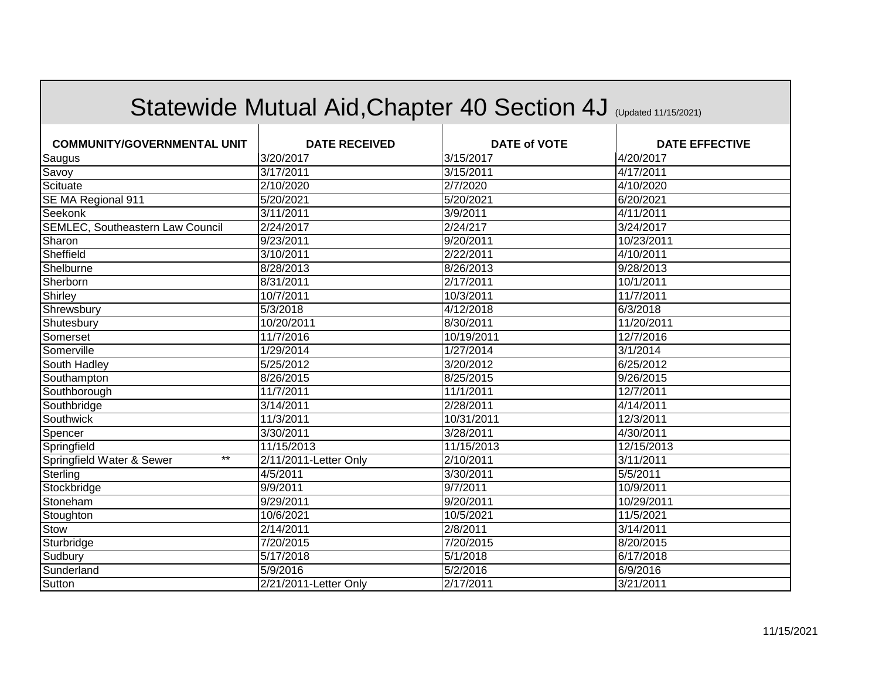# Statewide Mutual Aid,Chapter 40 Section 4J (Updated 11/15/2021)

| COMMUNITY/GOVERNMENTAL UNIT | DATE RECEIVED | DATE of VOTE | DATE EFFECTIVE |
|---|---|---|---|
| Saugus | 3/20/2017 | 3/15/2017 | 4/20/2017 |
| Savoy | 3/17/2011 | 3/15/2011 | 4/17/2011 |
| Scituate | 2/10/2020 | 2/7/2020 | 4/10/2020 |
| SE MA Regional 911 | 5/20/2021 | 5/20/2021 | 6/20/2021 |
| Seekonk | 3/11/2011 | 3/9/2011 | 4/11/2011 |
| SEMLEC, Southeastern Law Council | 2/24/2017 | 2/24/217 | 3/24/2017 |
| Sharon | 9/23/2011 | 9/20/2011 | 10/23/2011 |
| Sheffield | 3/10/2011 | 2/22/2011 | 4/10/2011 |
| Shelburne | 8/28/2013 | 8/26/2013 | 9/28/2013 |
| Sherborn | 8/31/2011 | 2/17/2011 | 10/1/2011 |
| Shirley | 10/7/2011 | 10/3/2011 | 11/7/2011 |
| Shrewsbury | 5/3/2018 | 4/12/2018 | 6/3/2018 |
| Shutesbury | 10/20/2011 | 8/30/2011 | 11/20/2011 |
| Somerset | 11/7/2016 | 10/19/2011 | 12/7/2016 |
| Somerville | 1/29/2014 | 1/27/2014 | 3/1/2014 |
| South Hadley | 5/25/2012 | 3/20/2012 | 6/25/2012 |
| Southampton | 8/26/2015 | 8/25/2015 | 9/26/2015 |
| Southborough | 11/7/2011 | 11/1/2011 | 12/7/2011 |
| Southbridge | 3/14/2011 | 2/28/2011 | 4/14/2011 |
| Southwick | 11/3/2011 | 10/31/2011 | 12/3/2011 |
| Spencer | 3/30/2011 | 3/28/2011 | 4/30/2011 |
| Springfield | 11/15/2013 | 11/15/2013 | 12/15/2013 |
| Springfield Water & Sewer ** | 2/11/2011-Letter Only | 2/10/2011 | 3/11/2011 |
| Sterling | 4/5/2011 | 3/30/2011 | 5/5/2011 |
| Stockbridge | 9/9/2011 | 9/7/2011 | 10/9/2011 |
| Stoneham | 9/29/2011 | 9/20/2011 | 10/29/2011 |
| Stoughton | 10/6/2021 | 10/5/2021 | 11/5/2021 |
| Stow | 2/14/2011 | 2/8/2011 | 3/14/2011 |
| Sturbridge | 7/20/2015 | 7/20/2015 | 8/20/2015 |
| Sudbury | 5/17/2018 | 5/1/2018 | 6/17/2018 |
| Sunderland | 5/9/2016 | 5/2/2016 | 6/9/2016 |
| Sutton | 2/21/2011-Letter Only | 2/17/2011 | 3/21/2011 |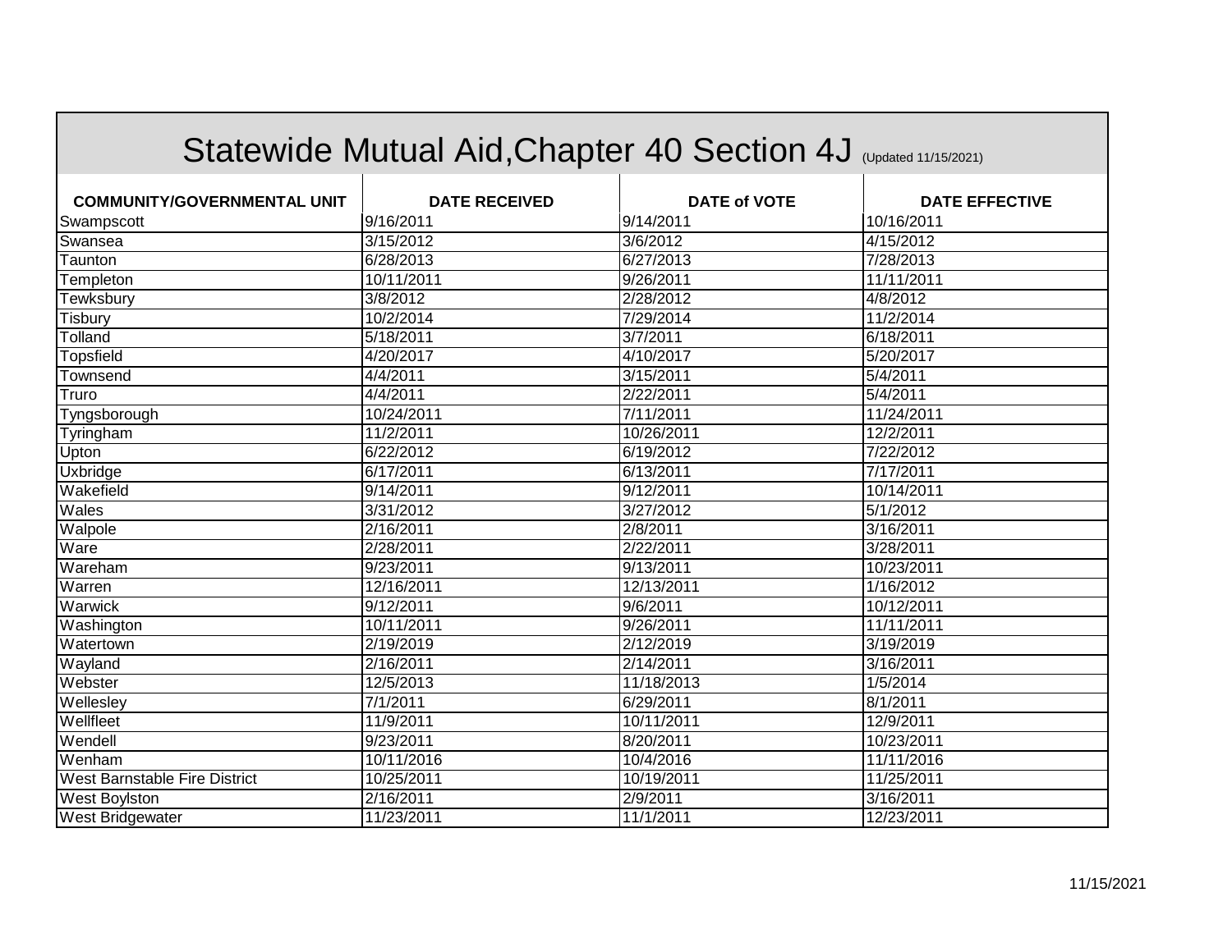# Statewide Mutual Aid,Chapter 40 Section 4J (Updated 11/15/2021)

| COMMUNITY/GOVERNMENTAL UNIT | DATE RECEIVED | DATE of VOTE | DATE EFFECTIVE |
|---|---|---|---|
| Swampscott | 9/16/2011 | 9/14/2011 | 10/16/2011 |
| Swansea | 3/15/2012 | 3/6/2012 | 4/15/2012 |
| Taunton | 6/28/2013 | 6/27/2013 | 7/28/2013 |
| Templeton | 10/11/2011 | 9/26/2011 | 11/11/2011 |
| Tewksbury | 3/8/2012 | 2/28/2012 | 4/8/2012 |
| Tisbury | 10/2/2014 | 7/29/2014 | 11/2/2014 |
| Tolland | 5/18/2011 | 3/7/2011 | 6/18/2011 |
| Topsfield | 4/20/2017 | 4/10/2017 | 5/20/2017 |
| Townsend | 4/4/2011 | 3/15/2011 | 5/4/2011 |
| Truro | 4/4/2011 | 2/22/2011 | 5/4/2011 |
| Tyngsborough | 10/24/2011 | 7/11/2011 | 11/24/2011 |
| Tyringham | 11/2/2011 | 10/26/2011 | 12/2/2011 |
| Upton | 6/22/2012 | 6/19/2012 | 7/22/2012 |
| Uxbridge | 6/17/2011 | 6/13/2011 | 7/17/2011 |
| Wakefield | 9/14/2011 | 9/12/2011 | 10/14/2011 |
| Wales | 3/31/2012 | 3/27/2012 | 5/1/2012 |
| Walpole | 2/16/2011 | 2/8/2011 | 3/16/2011 |
| Ware | 2/28/2011 | 2/22/2011 | 3/28/2011 |
| Wareham | 9/23/2011 | 9/13/2011 | 10/23/2011 |
| Warren | 12/16/2011 | 12/13/2011 | 1/16/2012 |
| Warwick | 9/12/2011 | 9/6/2011 | 10/12/2011 |
| Washington | 10/11/2011 | 9/26/2011 | 11/11/2011 |
| Watertown | 2/19/2019 | 2/12/2019 | 3/19/2019 |
| Wayland | 2/16/2011 | 2/14/2011 | 3/16/2011 |
| Webster | 12/5/2013 | 11/18/2013 | 1/5/2014 |
| Wellesley | 7/1/2011 | 6/29/2011 | 8/1/2011 |
| Wellfleet | 11/9/2011 | 10/11/2011 | 12/9/2011 |
| Wendell | 9/23/2011 | 8/20/2011 | 10/23/2011 |
| Wenham | 10/11/2016 | 10/4/2016 | 11/11/2016 |
| West Barnstable Fire District | 10/25/2011 | 10/19/2011 | 11/25/2011 |
| West Boylston | 2/16/2011 | 2/9/2011 | 3/16/2011 |
| West Bridgewater | 11/23/2011 | 11/1/2011 | 12/23/2011 |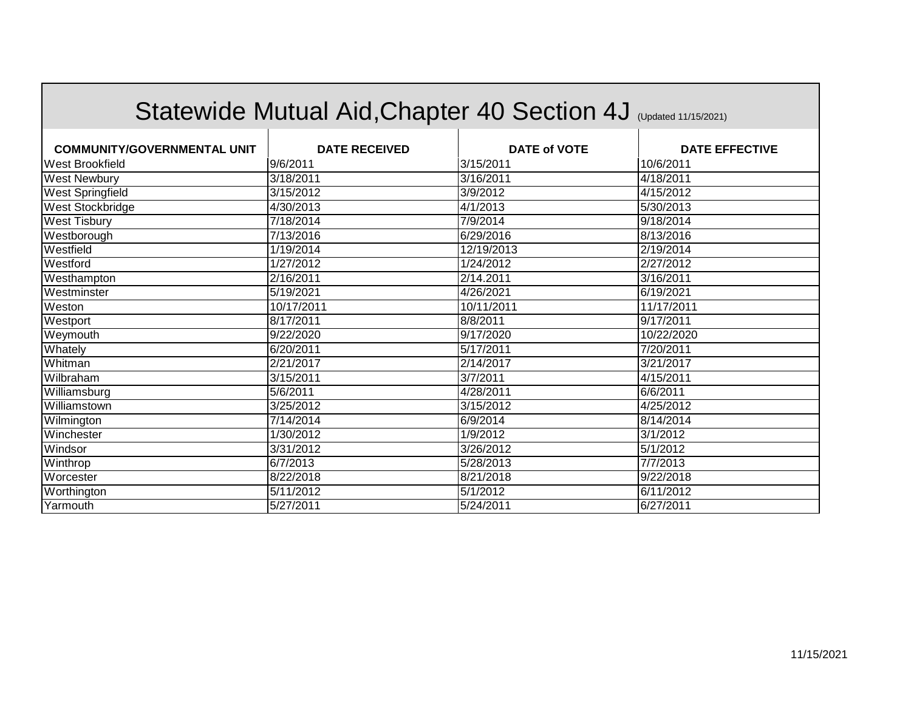# Statewide Mutual Aid,Chapter 40 Section 4J (Updated 11/15/2021)

| COMMUNITY/GOVERNMENTAL UNIT | DATE RECEIVED | DATE of VOTE | DATE EFFECTIVE |
|---|---|---|---|
| West Brookfield | 9/6/2011 | 3/15/2011 | 10/6/2011 |
| West Newbury | 3/18/2011 | 3/16/2011 | 4/18/2011 |
| West Springfield | 3/15/2012 | 3/9/2012 | 4/15/2012 |
| West Stockbridge | 4/30/2013 | 4/1/2013 | 5/30/2013 |
| West Tisbury | 7/18/2014 | 7/9/2014 | 9/18/2014 |
| Westborough | 7/13/2016 | 6/29/2016 | 8/13/2016 |
| Westfield | 1/19/2014 | 12/19/2013 | 2/19/2014 |
| Westford | 1/27/2012 | 1/24/2012 | 2/27/2012 |
| Westhampton | 2/16/2011 | 2/14.2011 | 3/16/2011 |
| Westminster | 5/19/2021 | 4/26/2021 | 6/19/2021 |
| Weston | 10/17/2011 | 10/11/2011 | 11/17/2011 |
| Westport | 8/17/2011 | 8/8/2011 | 9/17/2011 |
| Weymouth | 9/22/2020 | 9/17/2020 | 10/22/2020 |
| Whately | 6/20/2011 | 5/17/2011 | 7/20/2011 |
| Whitman | 2/21/2017 | 2/14/2017 | 3/21/2017 |
| Wilbraham | 3/15/2011 | 3/7/2011 | 4/15/2011 |
| Williamsburg | 5/6/2011 | 4/28/2011 | 6/6/2011 |
| Williamstown | 3/25/2012 | 3/15/2012 | 4/25/2012 |
| Wilmington | 7/14/2014 | 6/9/2014 | 8/14/2014 |
| Winchester | 1/30/2012 | 1/9/2012 | 3/1/2012 |
| Windsor | 3/31/2012 | 3/26/2012 | 5/1/2012 |
| Winthrop | 6/7/2013 | 5/28/2013 | 7/7/2013 |
| Worcester | 8/22/2018 | 8/21/2018 | 9/22/2018 |
| Worthington | 5/11/2012 | 5/1/2012 | 6/11/2012 |
| Yarmouth | 5/27/2011 | 5/24/2011 | 6/27/2011 |